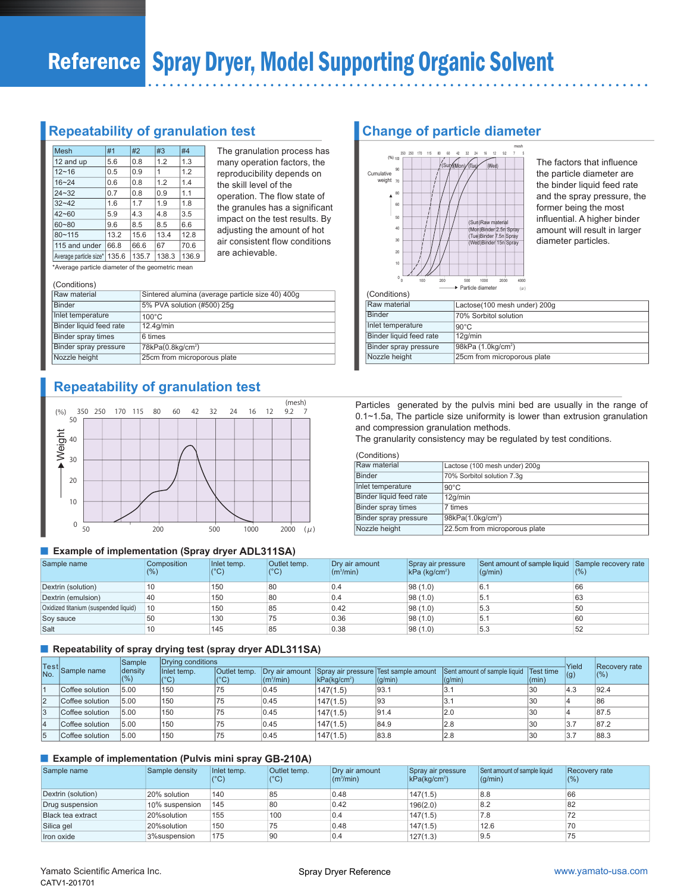# Reference Spray Dryer, Model Supporting Organic Solvent

## Repeatability of granulation test

| Mesh | #1 | #2 | #3 | #4 |
|---|---|---|---|---|
| 12 and up | 5.6 | 0.8 | 1.2 | 1.3 |
| 12~16 | 0.5 | 0.9 | 1 | 1.2 |
| 16~24 | 0.6 | 0.8 | 1.2 | 1.4 |
| 24~32 | 0.7 | 0.8 | 0.9 | 1.1 |
| 32~42 | 1.6 | 1.7 | 1.9 | 1.8 |
| 42~60 | 5.9 | 4.3 | 4.8 | 3.5 |
| 60~80 | 9.6 | 8.5 | 8.5 | 6.6 |
| 80~115 | 13.2 | 15.6 | 13.4 | 12.8 |
| 115 and under | 66.8 | 66.6 | 67 | 70.6 |
| Average particle size* | 135.6 | 135.7 | 138.3 | 136.9 |

*Average particle diameter of the geometric mean

The granulation process has many operation factors, the reproducibility depends on the skill level of the operation. The flow state of the granules has a significant impact on the test results. By adjusting the amount of hot air consistent flow conditions are achievable.

(Conditions)

| | |
|---|---|
| Raw material | Sintered alumina (average particle size 40) 400g |
| Binder | 5% PVA solution (#500) 25g |
| Inlet temperature | 100°C |
| Binder liquid feed rate | 12.4g/min |
| Binder spray times | 6 times |
| Binder spray pressure | 78kPa(0.8kg/cm²) |
| Nozzle height | 25cm from microporous plate |

## Change of particle diameter

mesh
350 250 170 115 80 60 42 32 24 16 12 9.2 7 5
(%) 100
Cumulative weight
(Sun) (Mon) (Tue) (Wed)
(Sun)Raw material
(Mon)Binder 2.5h Spray
(Tue)Binder 7.5h Spray
(Wed)Binder 15h Spray
0 100 200 500 1000 2000 4000
Particle diameter (μ)

The factors that influence the particle diameter are the binder liquid feed rate and the spray pressure, the former being the most influential. A higher binder amount will result in larger diameter particles.

(Conditions)

| | |
|---|---|
| Raw material | Lactose(100 mesh under) 200g |
| Binder | 70% Sorbitol solution |
| Inlet temperature | 90°C |
| Binder liquid feed rate | 12g/min |
| Binder spray pressure | 98kPa (1.0kg/cm²) |
| Nozzle height | 25cm from microporous plate |

## Repeatability of granulation test

(mesh)
(%) 350 250 170 115 80 60 42 32 24 16 12 9.2 7
Weight
50 40 30 20 10 0
50 200 500 1000 2000 (μ)

Particles generated by the pulvis mini bed are usually in the range of 0.1~1.5a, The particle size uniformity is lower than extrusion granulation and compression granulation methods.
The granularity consistency may be regulated by test conditions.

(Conditions)

| | |
|---|---|
| Raw material | Lactose (100 mesh under) 200g |
| Binder | 70% Sorbitol solution 7.3g |
| Inlet temperature | 90°C |
| Binder liquid feed rate | 12g/min |
| Binder spray times | 7 times |
| Binder spray pressure | 98kPa(1.0kg/cm²) |
| Nozzle height | 22.5cm from microporous plate |

### Example of implementation (Spray dryer ADL311SA)

| Sample name | Composition (%) | Inlet temp. (°C) | Outlet temp. (°C) | Dry air amount (m³/min) | Spray air pressure kPa (kg/cm²) | Sent amount of sample liquid (g/min) | Sample recovery rate (%) |
|---|---|---|---|---|---|---|---|
| Dextrin (solution) | 10 | 150 | 80 | 0.4 | 98 (1.0) | 6.1 | 66 |
| Dextrin (emulsion) | 40 | 150 | 80 | 0.4 | 98 (1.0) | 5.1 | 63 |
| Oxidized titanium (suspended liquid) | 10 | 150 | 85 | 0.42 | 98 (1.0) | 5.3 | 50 |
| Soy sauce | 50 | 130 | 75 | 0.36 | 98 (1.0) | 5.1 | 60 |
| Salt | 10 | 145 | 85 | 0.38 | 98 (1.0) | 5.3 | 52 |

### Repeatability of spray drying test (spray dryer ADL311SA)

| Test No. | Sample name | Sample density (%) | Drying conditions | | | | | | | Yield (g) | Recovery rate (%) |
|---|---|---|---|---|---|---|---|---|---|---|---|
| | | | Inlet temp. (°C) | Outlet temp. (°C) | Dry air amount (m³/min) | Spray air pressure kPa(kg/cm²) | Test sample amount (g/min) | Sent amount of sample liquid (g/min) | Test time (min) | | |
| 1 | Coffee solution | 5.00 | 150 | 75 | 0.45 | 147(1.5) | 93.1 | 3.1 | 30 | 4.3 | 92.4 |
| 2 | Coffee solution | 5.00 | 150 | 75 | 0.45 | 147(1.5) | 93 | 3.1 | 30 | 4 | 86 |
| 3 | Coffee solution | 5.00 | 150 | 75 | 0.45 | 147(1.5) | 91.4 | 2.0 | 30 | 4 | 87.5 |
| 4 | Coffee solution | 5.00 | 150 | 75 | 0.45 | 147(1.5) | 84.9 | 2.8 | 30 | 3.7 | 87.2 |
| 5 | Coffee solution | 5.00 | 150 | 75 | 0.45 | 147(1.5) | 83.8 | 2.8 | 30 | 3.7 | 88.3 |

### Example of implementation (Pulvis mini spray GB-210A)

| Sample name | Sample density | Inlet temp. (°C) | Outlet temp. (°C) | Dry air amount (m³/min) | Spray air pressure kPa(kg/cm²) | Sent amount of sample liquid (g/min) | Recovery rate (%) |
|---|---|---|---|---|---|---|---|
| Dextrin (solution) | 20% solution | 140 | 85 | 0.48 | 147(1.5) | 8.8 | 66 |
| Drug suspension | 10% suspension | 145 | 80 | 0.42 | 196(2.0) | 8.2 | 82 |
| Black tea extract | 20%solution | 155 | 100 | 0.4 | 147(1.5) | 7.8 | 72 |
| Silica gel | 20%solution | 150 | 75 | 0.48 | 147(1.5) | 12.6 | 70 |
| Iron oxide | 3%suspension | 175 | 90 | 0.4 | 127(1.3) | 9.5 | 75 |

Yamato Scientific America Inc.
CATV1-201701
Spray Dryer Reference
www.yamato-usa.com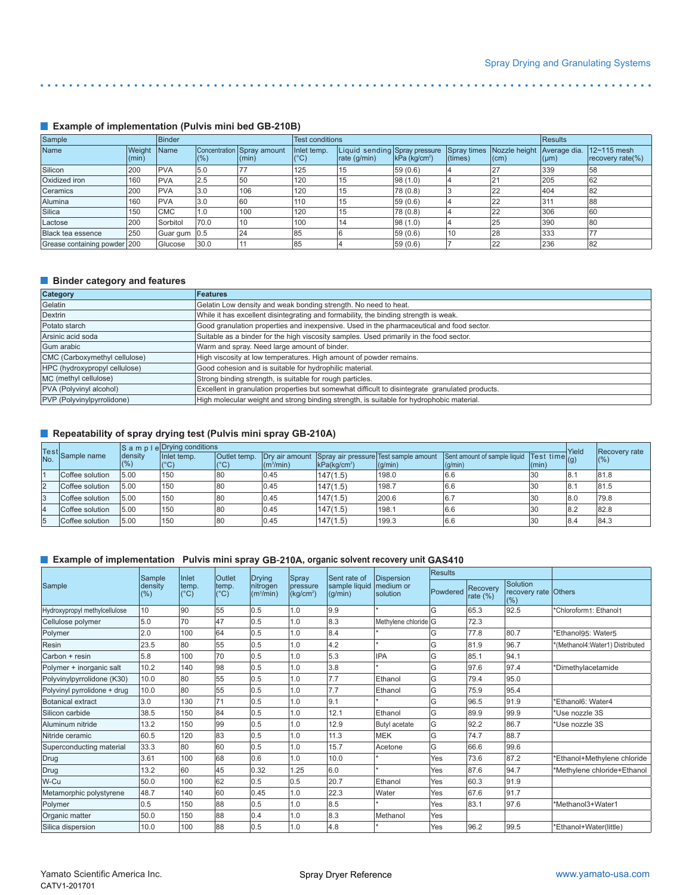## Example of implementation (Pulvis mini bed GB-210B)

| Sample | | Binder | | | Test conditions | | | | | Results | |
|---|---|---|---|---|---|---|---|---|---|---|---|
| Name | Weight (min) | Name | Concentration (%) | Spray amount (min) | Inlet temp. (°C) | Liquid sending rate (g/min) | Spray pressure kPa (kg/cm²) | Spray times (times) | Nozzle height (cm) | Average dia. (μm) | 12~115 mesh recovery rate(%) |
| Silicon | 200 | PVA | 5.0 | 77 | 125 | 15 | 59 (0.6) | 4 | 27 | 339 | 58 |
| Oxidized iron | 160 | PVA | 2.5 | 50 | 120 | 15 | 98 (1.0) | 4 | 21 | 205 | 62 |
| Ceramics | 200 | PVA | 3.0 | 106 | 120 | 15 | 78 (0.8) | 3 | 22 | 404 | 82 |
| Alumina | 160 | PVA | 3.0 | 60 | 110 | 15 | 59 (0.6) | 4 | 22 | 311 | 88 |
| Silica | 150 | CMC | 1.0 | 100 | 120 | 15 | 78 (0.8) | 4 | 22 | 306 | 60 |
| Lactose | 200 | Sorbitol | 70.0 | 10 | 100 | 14 | 98 (1.0) | 4 | 25 | 390 | 80 |
| Black tea essence | 250 | Guar gum | 0.5 | 24 | 85 | 6 | 59 (0.6) | 10 | 28 | 333 | 77 |
| Grease containing powder | 200 | Glucose | 30.0 | 11 | 85 | 4 | 59 (0.6) | 7 | 22 | 236 | 82 |

## Binder category and features

| Category | Features |
|---|---|
| Gelatin | Gelatin Low density and weak bonding strength. No need to heat. |
| Dextrin | While it has excellent disintegrating and formability, the binding strength is weak. |
| Potato starch | Good granulation properties and inexpensive. Used in the pharmaceutical and food sector. |
| Arsinic acid soda | Suitable as a binder for the high viscosity samples. Used primarily in the food sector. |
| Gum arabic | Warm and spray. Need large amount of binder. |
| CMC (Carboxymethyl cellulose) | High viscosity at low temperatures. High amount of powder remains. |
| HPC (hydroxypropyl cellulose) | Good cohesion and is suitable for hydrophilic material. |
| MC (methyl cellulose) | Strong binding strength, is suitable for rough particles. |
| PVA (Polyvinyl alcohol) | Excellent in granulation properties but somewhat difficult to disintegrate granulated products. |
| PVP (Polyvinylpyrrolidone) | High molecular weight and strong binding strength, is suitable for hydrophobic material. |

## Repeatability of spray drying test (Pulvis mini spray GB-210A)

| Test No. | Sample name | Sample density (%) | Drying conditions | | | | | | | Yield (g) | Recovery rate (%) |
|---|---|---|---|---|---|---|---|---|---|---|---|
| | | | Inlet temp. (°C) | Outlet temp. (°C) | Dry air amount (m³/min) | Spray air pressure kPa(kg/cm²) | Test sample amount (g/min) | Sent amount of sample liquid (g/min) | Test time (min) | | |
| 1 | Coffee solution | 5.00 | 150 | 80 | 0.45 | 147(1.5) | 198.0 | 6.6 | 30 | 8.1 | 81.8 |
| 2 | Coffee solution | 5.00 | 150 | 80 | 0.45 | 147(1.5) | 198.7 | 6.6 | 30 | 8.1 | 81.5 |
| 3 | Coffee solution | 5.00 | 150 | 80 | 0.45 | 147(1.5) | 200.6 | 6.7 | 30 | 8.0 | 79.8 |
| 4 | Coffee solution | 5.00 | 150 | 80 | 0.45 | 147(1.5) | 198.1 | 6.6 | 30 | 8.2 | 82.8 |
| 5 | Coffee solution | 5.00 | 150 | 80 | 0.45 | 147(1.5) | 199.3 | 6.6 | 30 | 8.4 | 84.3 |

## Example of implementation Pulvis mini spray GB-210A, organic solvent recovery unit GAS410

| Sample | Sample density (%) | Inlet temp. (°C) | Outlet temp. (°C) | Drying nitrogen (m³/min) | Spray pressure (kg/cm²) | Sent rate of sample liquid (g/min) | Dispersion medium or solution | Results | | | |
|---|---|---|---|---|---|---|---|---|---|---|---|
| | | | | | | | | Powdered | Recovery rate (%) | Solution recovery rate (%) | Others |
| Hydroxypropyl methylcellulose | 10 | 90 | 55 | 0.5 | 1.0 | 9.9 | * | G | 65.3 | 92.5 | *Chloroform1: Ethanol1 |
| Cellulose polymer | 5.0 | 70 | 47 | 0.5 | 1.0 | 8.3 | Methylene chloride | G | 72.3 | | |
| Polymer | 2.0 | 100 | 64 | 0.5 | 1.0 | 8.4 | * | G | 77.8 | 80.7 | *Ethanol95: Water5 |
| Resin | 23.5 | 80 | 55 | 0.5 | 1.0 | 4.2 | * | G | 81.9 | 96.7 | *(Methanol4:Water1) Distributed |
| Carbon + resin | 5.8 | 100 | 70 | 0.5 | 1.0 | 5.3 | IPA | G | 85.1 | 94.1 | |
| Polymer + inorganic salt | 10.2 | 140 | 98 | 0.5 | 1.0 | 3.8 | * | G | 97.6 | 97.4 | *Dimethylacetamide |
| Polyvinylpyrrolidone (K30) | 10.0 | 80 | 55 | 0.5 | 1.0 | 7.7 | Ethanol | G | 79.4 | 95.0 | |
| Polyvinyl pyrrolidone + drug | 10.0 | 80 | 55 | 0.5 | 1.0 | 7.7 | Ethanol | G | 75.9 | 95.4 | |
| Botanical extract | 3.0 | 130 | 71 | 0.5 | 1.0 | 9.1 | * | G | 96.5 | 91.9 | *Ethanol6: Water4 |
| Silicon carbide | 38.5 | 150 | 84 | 0.5 | 1.0 | 12.1 | Ethanol | G | 89.9 | 99.9 | *Use nozzle 3S |
| Aluminum nitride | 13.2 | 150 | 99 | 0.5 | 1.0 | 12.9 | Butyl acetate | G | 92.2 | 86.7 | *Use nozzle 3S |
| Nitride ceramic | 60.5 | 120 | 83 | 0.5 | 1.0 | 11.3 | MEK | G | 74.7 | 88.7 | |
| Superconducting material | 33.3 | 80 | 60 | 0.5 | 1.0 | 15.7 | Acetone | G | 66.6 | 99.6 | |
| Drug | 3.61 | 100 | 68 | 0.6 | 1.0 | 10.0 | * | Yes | 73.6 | 87.2 | *Ethanol+Methylene chloride |
| Drug | 13.2 | 60 | 45 | 0.32 | 1.25 | 6.0 | * | Yes | 87.6 | 94.7 | *Methylene chloride+Ethanol |
| W-Cu | 50.0 | 100 | 62 | 0.5 | 0.5 | 20.7 | Ethanol | Yes | 60.3 | 91.9 | |
| Metamorphic polystyrene | 48.7 | 140 | 60 | 0.45 | 1.0 | 22.3 | Water | Yes | 67.6 | 91.7 | |
| Polymer | 0.5 | 150 | 88 | 0.5 | 1.0 | 8.5 | * | Yes | 83.1 | 97.6 | *Methanol3+Water1 |
| Organic matter | 50.0 | 150 | 88 | 0.4 | 1.0 | 8.3 | Methanol | Yes | | | |
| Silica dispersion | 10.0 | 100 | 88 | 0.5 | 1.0 | 4.8 | * | Yes | 96.2 | 99.5 | *Ethanol+Water(little) |

Yamato Scientific America Inc.
CATV1-201701

Spray Dryer Reference

www.yamato-usa.com